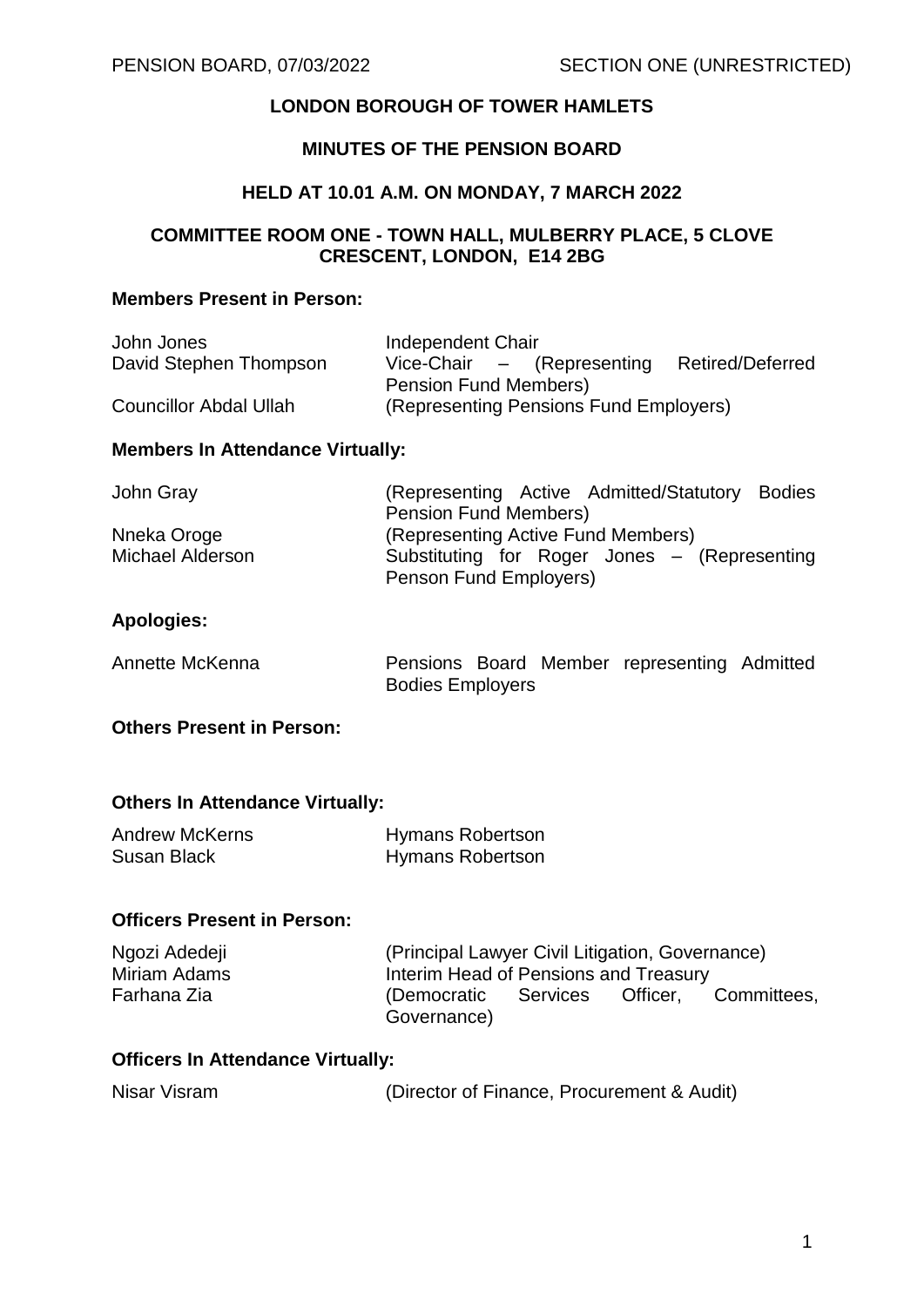**LONDON BOROUGH OF TOWER HAMLETS**

**MINUTES OF THE PENSION BOARD**

**HELD AT 10.01 A.M. ON MONDAY, 7 MARCH 2022**

**COMMITTEE ROOM ONE - TOWN HALL, MULBERRY PLACE, 5 CLOVE CRESCENT, LONDON, E14 2BG**

**Members Present in Person:**

| | |
|---|---|
| John Jones | Independent Chair |
| David Stephen Thompson | Vice-Chair – (Representing Retired/Deferred Pension Fund Members) |
| Councillor Abdal Ullah | (Representing Pensions Fund Employers) |

**Members In Attendance Virtually:**

| | |
|---|---|
| John Gray | (Representing Active Admitted/Statutory Bodies Pension Fund Members) |
| Nneka Oroge | (Representing Active Fund Members) |
| Michael Alderson | Substituting for Roger Jones – (Representing Penson Fund Employers) |

**Apologies:**

| | |
|---|---|
| Annette McKenna | Pensions Board Member representing Admitted Bodies Employers |

**Others Present in Person:**

**Others In Attendance Virtually:**

| | |
|---|---|
| Andrew McKerns | Hymans Robertson |
| Susan Black | Hymans Robertson |

**Officers Present in Person:**

| | |
|---|---|
| Ngozi Adedeji | (Principal Lawyer Civil Litigation, Governance) |
| Miriam Adams | Interim Head of Pensions and Treasury |
| Farhana Zia | (Democratic Services Officer, Committees, Governance) |

**Officers In Attendance Virtually:**

| | |
|---|---|
| Nisar Visram | (Director of Finance, Procurement & Audit) |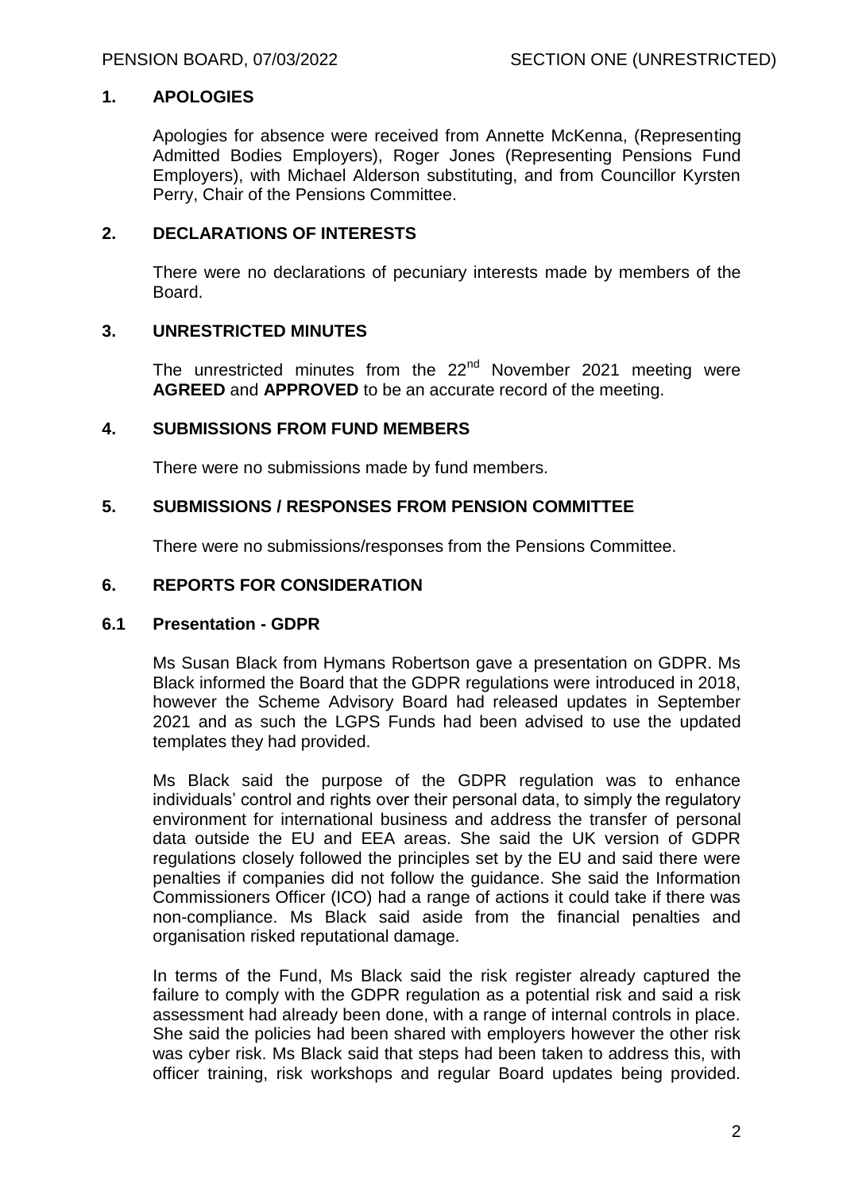## 1. APOLOGIES

Apologies for absence were received from Annette McKenna, (Representing Admitted Bodies Employers), Roger Jones (Representing Pensions Fund Employers), with Michael Alderson substituting, and from Councillor Kyrsten Perry, Chair of the Pensions Committee.

## 2. DECLARATIONS OF INTERESTS

There were no declarations of pecuniary interests made by members of the Board.

## 3. UNRESTRICTED MINUTES

The unrestricted minutes from the 22nd November 2021 meeting were **AGREED** and **APPROVED** to be an accurate record of the meeting.

## 4. SUBMISSIONS FROM FUND MEMBERS

There were no submissions made by fund members.

## 5. SUBMISSIONS / RESPONSES FROM PENSION COMMITTEE

There were no submissions/responses from the Pensions Committee.

## 6. REPORTS FOR CONSIDERATION

### 6.1 Presentation - GDPR

Ms Susan Black from Hymans Robertson gave a presentation on GDPR. Ms Black informed the Board that the GDPR regulations were introduced in 2018, however the Scheme Advisory Board had released updates in September 2021 and as such the LGPS Funds had been advised to use the updated templates they had provided.

Ms Black said the purpose of the GDPR regulation was to enhance individuals' control and rights over their personal data, to simply the regulatory environment for international business and address the transfer of personal data outside the EU and EEA areas. She said the UK version of GDPR regulations closely followed the principles set by the EU and said there were penalties if companies did not follow the guidance. She said the Information Commissioners Officer (ICO) had a range of actions it could take if there was non-compliance. Ms Black said aside from the financial penalties and organisation risked reputational damage.

In terms of the Fund, Ms Black said the risk register already captured the failure to comply with the GDPR regulation as a potential risk and said a risk assessment had already been done, with a range of internal controls in place. She said the policies had been shared with employers however the other risk was cyber risk. Ms Black said that steps had been taken to address this, with officer training, risk workshops and regular Board updates being provided.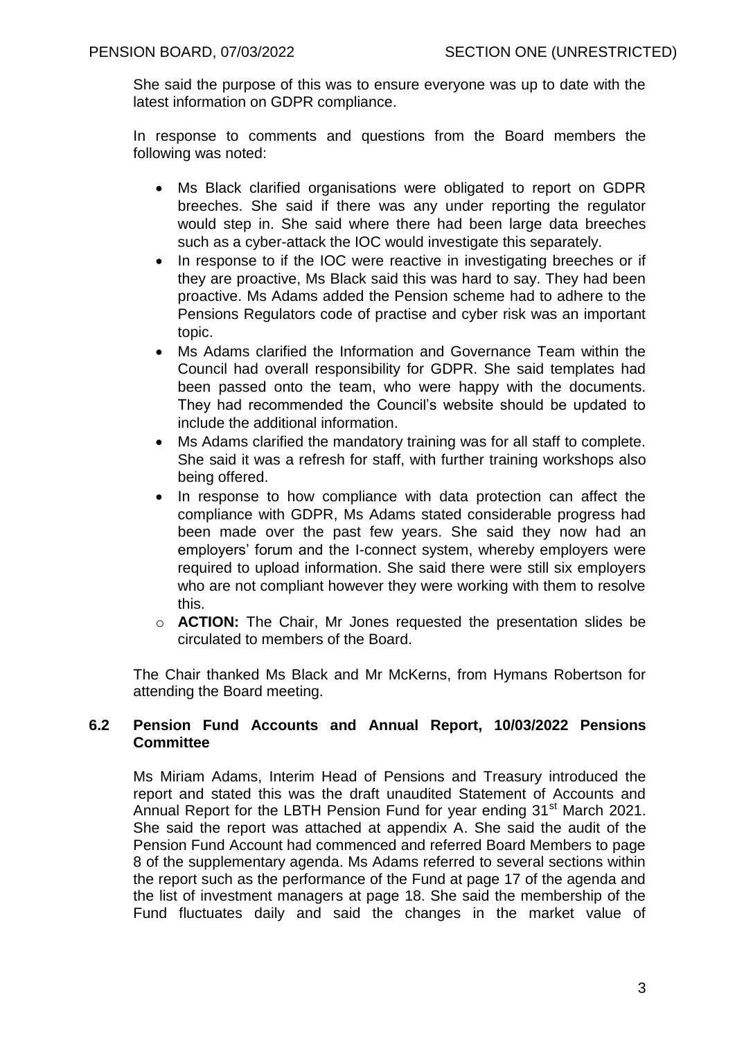She said the purpose of this was to ensure everyone was up to date with the latest information on GDPR compliance.

In response to comments and questions from the Board members the following was noted:

- Ms Black clarified organisations were obligated to report on GDPR breeches. She said if there was any under reporting the regulator would step in. She said where there had been large data breeches such as a cyber-attack the IOC would investigate this separately.
- In response to if the IOC were reactive in investigating breeches or if they are proactive, Ms Black said this was hard to say. They had been proactive. Ms Adams added the Pension scheme had to adhere to the Pensions Regulators code of practise and cyber risk was an important topic.
- Ms Adams clarified the Information and Governance Team within the Council had overall responsibility for GDPR. She said templates had been passed onto the team, who were happy with the documents. They had recommended the Council's website should be updated to include the additional information.
- Ms Adams clarified the mandatory training was for all staff to complete. She said it was a refresh for staff, with further training workshops also being offered.
- In response to how compliance with data protection can affect the compliance with GDPR, Ms Adams stated considerable progress had been made over the past few years. She said they now had an employers' forum and the I-connect system, whereby employers were required to upload information. She said there were still six employers who are not compliant however they were working with them to resolve this.
  - **ACTION:** The Chair, Mr Jones requested the presentation slides be circulated to members of the Board.

The Chair thanked Ms Black and Mr McKerns, from Hymans Robertson for attending the Board meeting.

### 6.2 Pension Fund Accounts and Annual Report, 10/03/2022 Pensions Committee

Ms Miriam Adams, Interim Head of Pensions and Treasury introduced the report and stated this was the draft unaudited Statement of Accounts and Annual Report for the LBTH Pension Fund for year ending 31st March 2021. She said the report was attached at appendix A. She said the audit of the Pension Fund Account had commenced and referred Board Members to page 8 of the supplementary agenda. Ms Adams referred to several sections within the report such as the performance of the Fund at page 17 of the agenda and the list of investment managers at page 18. She said the membership of the Fund fluctuates daily and said the changes in the market value of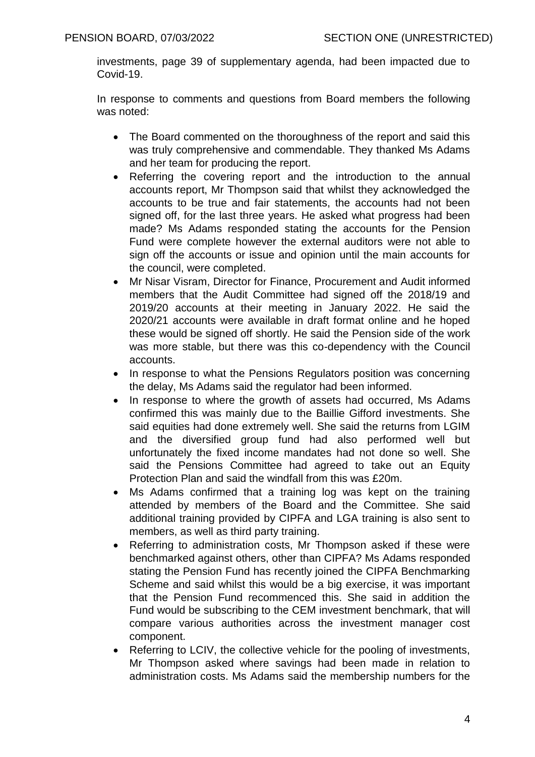investments, page 39 of supplementary agenda, had been impacted due to Covid-19.

In response to comments and questions from Board members the following was noted:

- The Board commented on the thoroughness of the report and said this was truly comprehensive and commendable. They thanked Ms Adams and her team for producing the report.
- Referring the covering report and the introduction to the annual accounts report, Mr Thompson said that whilst they acknowledged the accounts to be true and fair statements, the accounts had not been signed off, for the last three years. He asked what progress had been made? Ms Adams responded stating the accounts for the Pension Fund were complete however the external auditors were not able to sign off the accounts or issue and opinion until the main accounts for the council, were completed.
- Mr Nisar Visram, Director for Finance, Procurement and Audit informed members that the Audit Committee had signed off the 2018/19 and 2019/20 accounts at their meeting in January 2022. He said the 2020/21 accounts were available in draft format online and he hoped these would be signed off shortly. He said the Pension side of the work was more stable, but there was this co-dependency with the Council accounts.
- In response to what the Pensions Regulators position was concerning the delay, Ms Adams said the regulator had been informed.
- In response to where the growth of assets had occurred, Ms Adams confirmed this was mainly due to the Baillie Gifford investments. She said equities had done extremely well. She said the returns from LGIM and the diversified group fund had also performed well but unfortunately the fixed income mandates had not done so well. She said the Pensions Committee had agreed to take out an Equity Protection Plan and said the windfall from this was £20m.
- Ms Adams confirmed that a training log was kept on the training attended by members of the Board and the Committee. She said additional training provided by CIPFA and LGA training is also sent to members, as well as third party training.
- Referring to administration costs, Mr Thompson asked if these were benchmarked against others, other than CIPFA? Ms Adams responded stating the Pension Fund has recently joined the CIPFA Benchmarking Scheme and said whilst this would be a big exercise, it was important that the Pension Fund recommenced this. She said in addition the Fund would be subscribing to the CEM investment benchmark, that will compare various authorities across the investment manager cost component.
- Referring to LCIV, the collective vehicle for the pooling of investments, Mr Thompson asked where savings had been made in relation to administration costs. Ms Adams said the membership numbers for the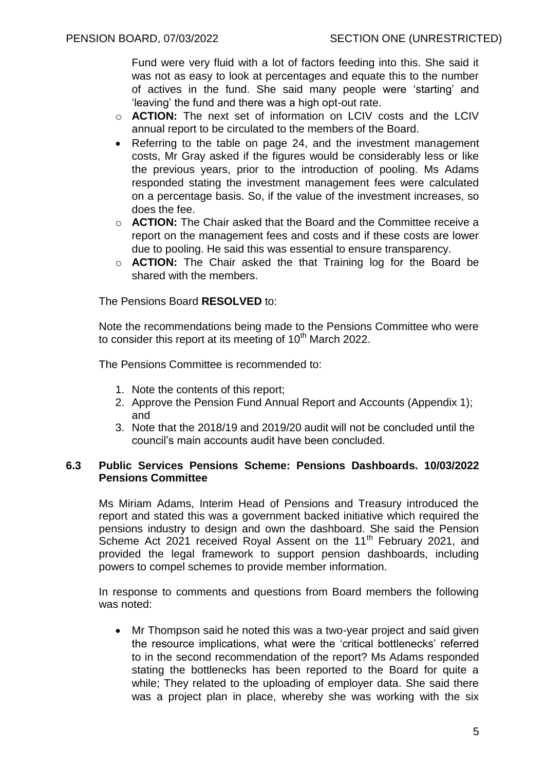Fund were very fluid with a lot of factors feeding into this. She said it was not as easy to look at percentages and equate this to the number of actives in the fund. She said many people were 'starting' and 'leaving' the fund and there was a high opt-out rate.

  - **ACTION:** The next set of information on LCIV costs and the LCIV annual report to be circulated to the members of the Board.

- Referring to the table on page 24, and the investment management costs, Mr Gray asked if the figures would be considerably less or like the previous years, prior to the introduction of pooling. Ms Adams responded stating the investment management fees were calculated on a percentage basis. So, if the value of the investment increases, so does the fee.
  - **ACTION:** The Chair asked that the Board and the Committee receive a report on the management fees and costs and if these costs are lower due to pooling. He said this was essential to ensure transparency.
  - **ACTION:** The Chair asked the that Training log for the Board be shared with the members.

The Pensions Board **RESOLVED** to:

Note the recommendations being made to the Pensions Committee who were to consider this report at its meeting of 10th March 2022.

The Pensions Committee is recommended to:

1. Note the contents of this report;
2. Approve the Pension Fund Annual Report and Accounts (Appendix 1); and
3. Note that the 2018/19 and 2019/20 audit will not be concluded until the council's main accounts audit have been concluded.

### 6.3 Public Services Pensions Scheme: Pensions Dashboards. 10/03/2022 Pensions Committee

Ms Miriam Adams, Interim Head of Pensions and Treasury introduced the report and stated this was a government backed initiative which required the pensions industry to design and own the dashboard. She said the Pension Scheme Act 2021 received Royal Assent on the 11th February 2021, and provided the legal framework to support pension dashboards, including powers to compel schemes to provide member information.

In response to comments and questions from Board members the following was noted:

- Mr Thompson said he noted this was a two-year project and said given the resource implications, what were the 'critical bottlenecks' referred to in the second recommendation of the report? Ms Adams responded stating the bottlenecks has been reported to the Board for quite a while; They related to the uploading of employer data. She said there was a project plan in place, whereby she was working with the six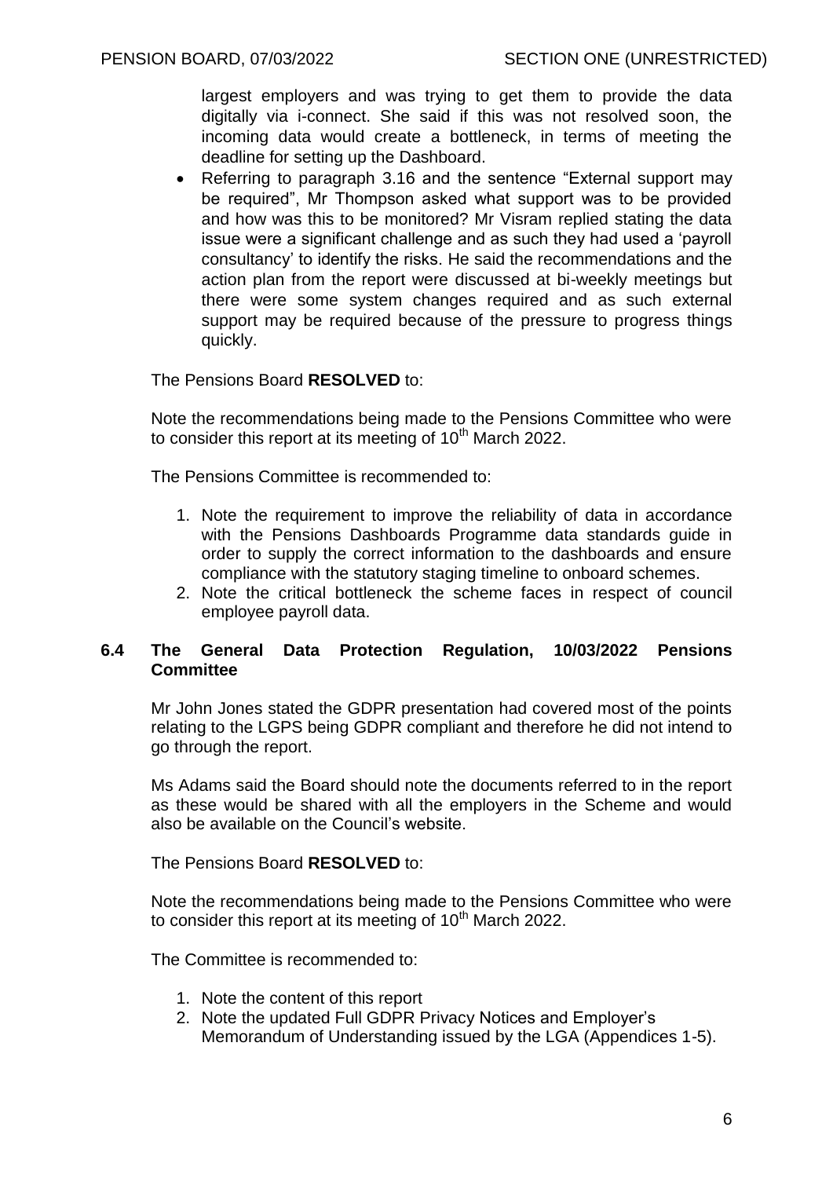largest employers and was trying to get them to provide the data digitally via i-connect. She said if this was not resolved soon, the incoming data would create a bottleneck, in terms of meeting the deadline for setting up the Dashboard.

- Referring to paragraph 3.16 and the sentence "External support may be required", Mr Thompson asked what support was to be provided and how was this to be monitored? Mr Visram replied stating the data issue were a significant challenge and as such they had used a 'payroll consultancy' to identify the risks. He said the recommendations and the action plan from the report were discussed at bi-weekly meetings but there were some system changes required and as such external support may be required because of the pressure to progress things quickly.

The Pensions Board **RESOLVED** to:

Note the recommendations being made to the Pensions Committee who were to consider this report at its meeting of 10th March 2022.

The Pensions Committee is recommended to:

1. Note the requirement to improve the reliability of data in accordance with the Pensions Dashboards Programme data standards guide in order to supply the correct information to the dashboards and ensure compliance with the statutory staging timeline to onboard schemes.
2. Note the critical bottleneck the scheme faces in respect of council employee payroll data.

### 6.4 The General Data Protection Regulation, 10/03/2022 Pensions Committee

Mr John Jones stated the GDPR presentation had covered most of the points relating to the LGPS being GDPR compliant and therefore he did not intend to go through the report.

Ms Adams said the Board should note the documents referred to in the report as these would be shared with all the employers in the Scheme and would also be available on the Council's website.

The Pensions Board **RESOLVED** to:

Note the recommendations being made to the Pensions Committee who were to consider this report at its meeting of 10th March 2022.

The Committee is recommended to:

1. Note the content of this report
2. Note the updated Full GDPR Privacy Notices and Employer's Memorandum of Understanding issued by the LGA (Appendices 1-5).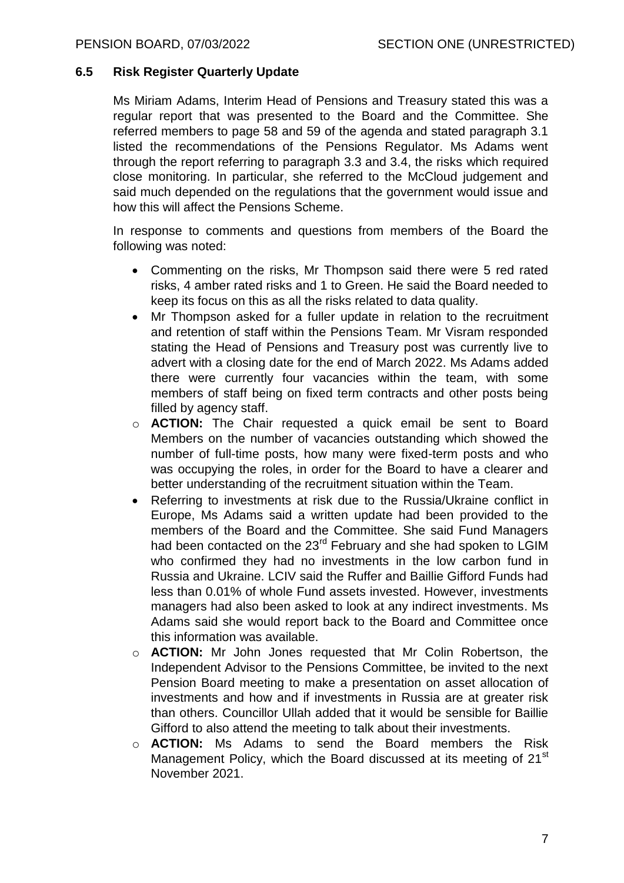### 6.5 Risk Register Quarterly Update

Ms Miriam Adams, Interim Head of Pensions and Treasury stated this was a regular report that was presented to the Board and the Committee. She referred members to page 58 and 59 of the agenda and stated paragraph 3.1 listed the recommendations of the Pensions Regulator. Ms Adams went through the report referring to paragraph 3.3 and 3.4, the risks which required close monitoring. In particular, she referred to the McCloud judgement and said much depended on the regulations that the government would issue and how this will affect the Pensions Scheme.

In response to comments and questions from members of the Board the following was noted:

- Commenting on the risks, Mr Thompson said there were 5 red rated risks, 4 amber rated risks and 1 to Green. He said the Board needed to keep its focus on this as all the risks related to data quality.
- Mr Thompson asked for a fuller update in relation to the recruitment and retention of staff within the Pensions Team. Mr Visram responded stating the Head of Pensions and Treasury post was currently live to advert with a closing date for the end of March 2022. Ms Adams added there were currently four vacancies within the team, with some members of staff being on fixed term contracts and other posts being filled by agency staff.
  - **ACTION:** The Chair requested a quick email be sent to Board Members on the number of vacancies outstanding which showed the number of full-time posts, how many were fixed-term posts and who was occupying the roles, in order for the Board to have a clearer and better understanding of the recruitment situation within the Team.
- Referring to investments at risk due to the Russia/Ukraine conflict in Europe, Ms Adams said a written update had been provided to the members of the Board and the Committee. She said Fund Managers had been contacted on the 23rd February and she had spoken to LGIM who confirmed they had no investments in the low carbon fund in Russia and Ukraine. LCIV said the Ruffer and Baillie Gifford Funds had less than 0.01% of whole Fund assets invested. However, investments managers had also been asked to look at any indirect investments. Ms Adams said she would report back to the Board and Committee once this information was available.
  - **ACTION:** Mr John Jones requested that Mr Colin Robertson, the Independent Advisor to the Pensions Committee, be invited to the next Pension Board meeting to make a presentation on asset allocation of investments and how and if investments in Russia are at greater risk than others. Councillor Ullah added that it would be sensible for Baillie Gifford to also attend the meeting to talk about their investments.
  - **ACTION:** Ms Adams to send the Board members the Risk Management Policy, which the Board discussed at its meeting of 21st November 2021.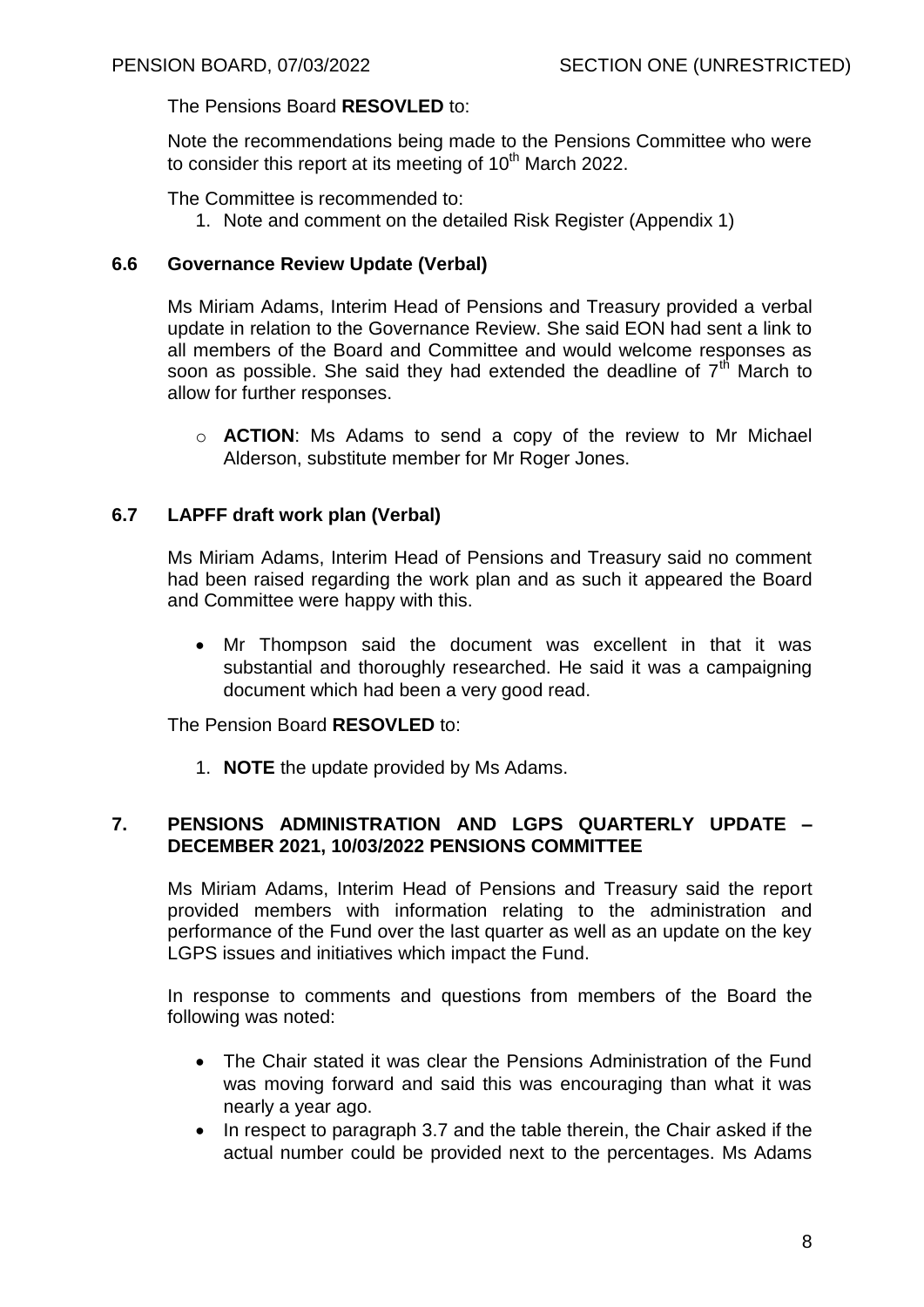The Pensions Board **RESOVLED** to:

Note the recommendations being made to the Pensions Committee who were to consider this report at its meeting of 10th March 2022.

The Committee is recommended to:

1. Note and comment on the detailed Risk Register (Appendix 1)

## 6.6 Governance Review Update (Verbal)

Ms Miriam Adams, Interim Head of Pensions and Treasury provided a verbal update in relation to the Governance Review. She said EON had sent a link to all members of the Board and Committee and would welcome responses as soon as possible. She said they had extended the deadline of 7th March to allow for further responses.

- **ACTION**: Ms Adams to send a copy of the review to Mr Michael Alderson, substitute member for Mr Roger Jones.

## 6.7 LAPFF draft work plan (Verbal)

Ms Miriam Adams, Interim Head of Pensions and Treasury said no comment had been raised regarding the work plan and as such it appeared the Board and Committee were happy with this.

- Mr Thompson said the document was excellent in that it was substantial and thoroughly researched. He said it was a campaigning document which had been a very good read.

The Pension Board **RESOVLED** to:

1. **NOTE** the update provided by Ms Adams.

## 7. PENSIONS ADMINISTRATION AND LGPS QUARTERLY UPDATE – DECEMBER 2021, 10/03/2022 PENSIONS COMMITTEE

Ms Miriam Adams, Interim Head of Pensions and Treasury said the report provided members with information relating to the administration and performance of the Fund over the last quarter as well as an update on the key LGPS issues and initiatives which impact the Fund.

In response to comments and questions from members of the Board the following was noted:

- The Chair stated it was clear the Pensions Administration of the Fund was moving forward and said this was encouraging than what it was nearly a year ago.
- In respect to paragraph 3.7 and the table therein, the Chair asked if the actual number could be provided next to the percentages. Ms Adams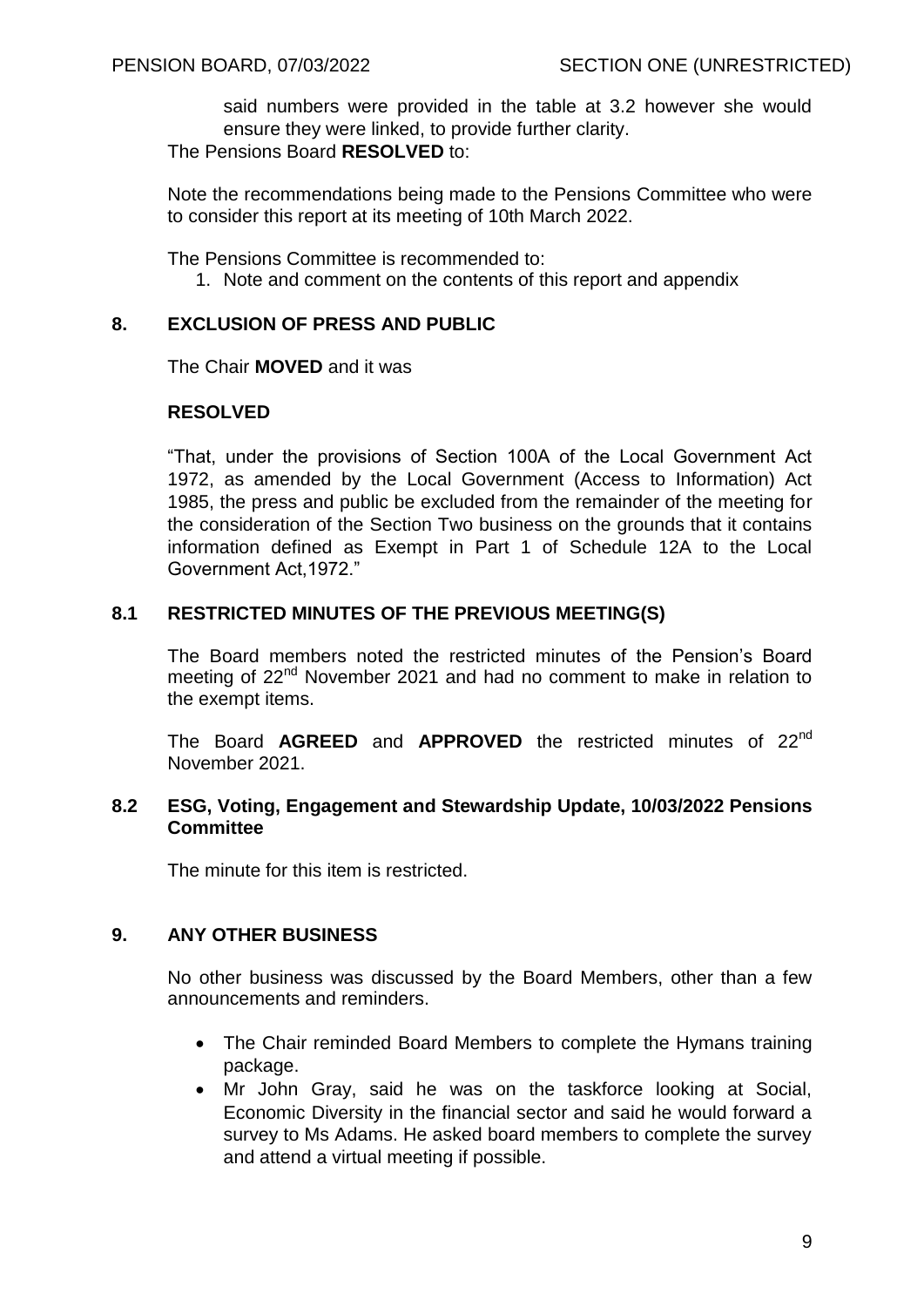said numbers were provided in the table at 3.2 however she would ensure they were linked, to provide further clarity.

The Pensions Board **RESOLVED** to:

Note the recommendations being made to the Pensions Committee who were to consider this report at its meeting of 10th March 2022.

The Pensions Committee is recommended to:

1. Note and comment on the contents of this report and appendix

## 8. EXCLUSION OF PRESS AND PUBLIC

The Chair **MOVED** and it was

**RESOLVED**

"That, under the provisions of Section 100A of the Local Government Act 1972, as amended by the Local Government (Access to Information) Act 1985, the press and public be excluded from the remainder of the meeting for the consideration of the Section Two business on the grounds that it contains information defined as Exempt in Part 1 of Schedule 12A to the Local Government Act,1972."

### 8.1 RESTRICTED MINUTES OF THE PREVIOUS MEETING(S)

The Board members noted the restricted minutes of the Pension's Board meeting of 22nd November 2021 and had no comment to make in relation to the exempt items.

The Board **AGREED** and **APPROVED** the restricted minutes of 22nd November 2021.

### 8.2 ESG, Voting, Engagement and Stewardship Update, 10/03/2022 Pensions Committee

The minute for this item is restricted.

## 9. ANY OTHER BUSINESS

No other business was discussed by the Board Members, other than a few announcements and reminders.

- The Chair reminded Board Members to complete the Hymans training package.
- Mr John Gray, said he was on the taskforce looking at Social, Economic Diversity in the financial sector and said he would forward a survey to Ms Adams. He asked board members to complete the survey and attend a virtual meeting if possible.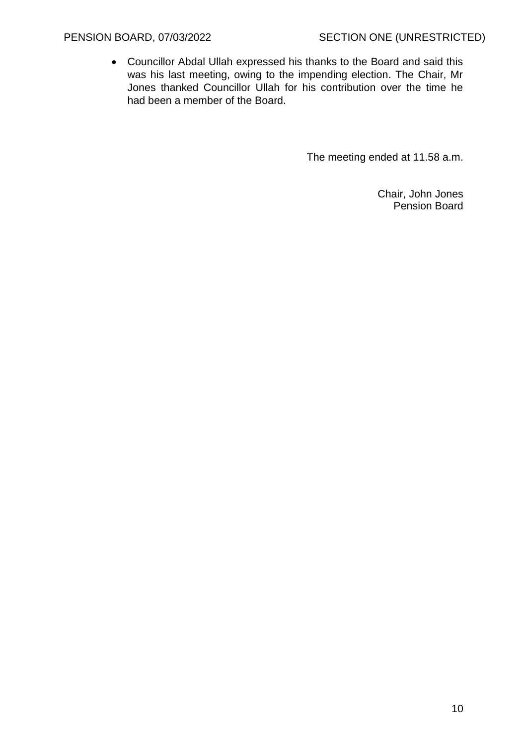- Councillor Abdal Ullah expressed his thanks to the Board and said this was his last meeting, owing to the impending election. The Chair, Mr Jones thanked Councillor Ullah for his contribution over the time he had been a member of the Board.

The meeting ended at 11.58 a.m.

Chair, John Jones
Pension Board